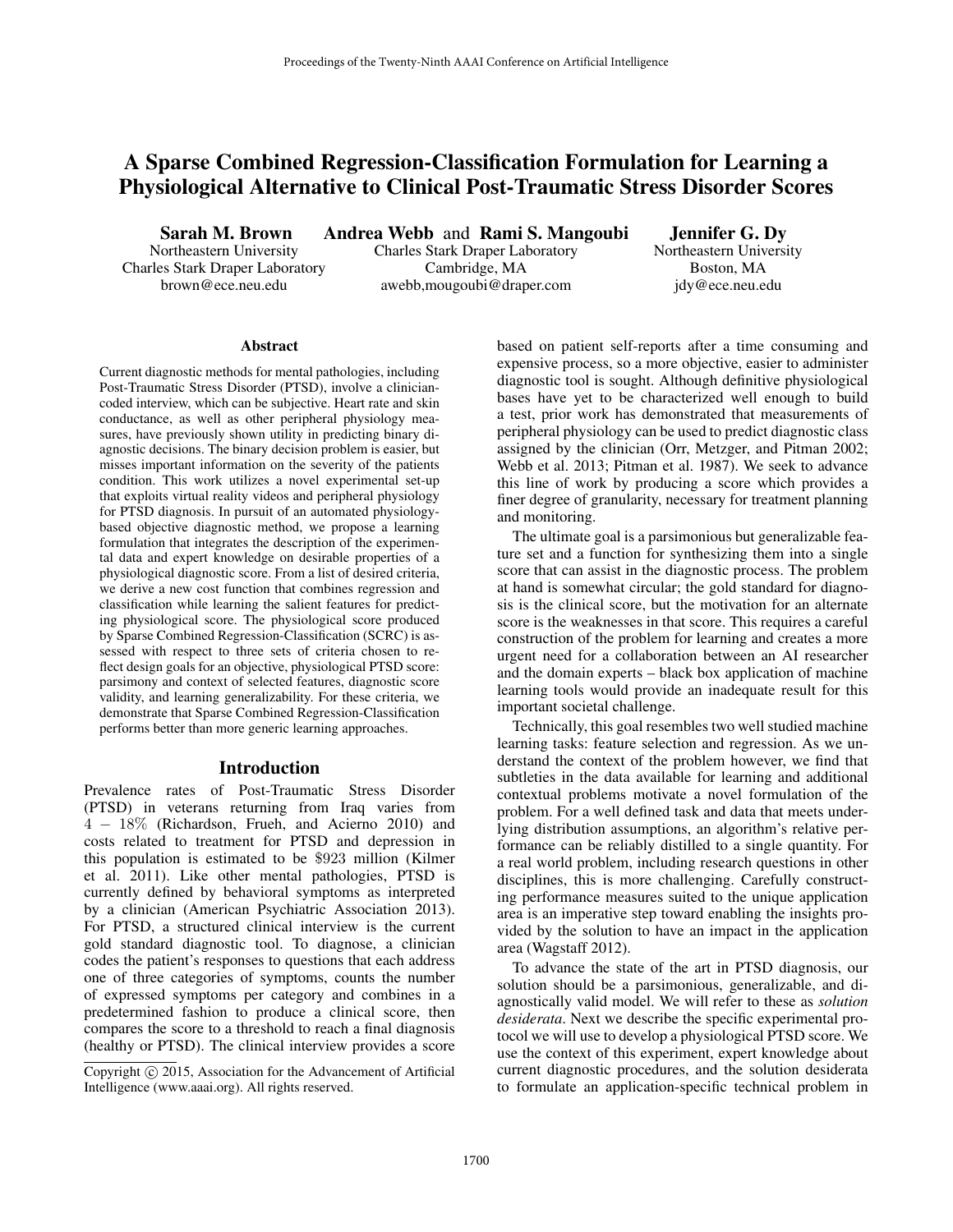# A Sparse Combined Regression-Classification Formulation for Learning a Physiological Alternative to Clinical Post-Traumatic Stress Disorder Scores

**Sarah M. Brown**
Northeastern University
Charles Stark Draper Laboratory
brown@ece.neu.edu

**Andrea Webb** and **Rami S. Mangoubi**
Charles Stark Draper Laboratory
Cambridge, MA
awebb,mougoubi@draper.com

**Jennifer G. Dy**
Northeastern University
Boston, MA
jdy@ece.neu.edu

## Abstract

Current diagnostic methods for mental pathologies, including Post-Traumatic Stress Disorder (PTSD), involve a clinician-coded interview, which can be subjective. Heart rate and skin conductance, as well as other peripheral physiology measures, have previously shown utility in predicting binary diagnostic decisions. The binary decision problem is easier, but misses important information on the severity of the patients condition. This work utilizes a novel experimental set-up that exploits virtual reality videos and peripheral physiology for PTSD diagnosis. In pursuit of an automated physiology-based objective diagnostic method, we propose a learning formulation that integrates the description of the experimental data and expert knowledge on desirable properties of a physiological diagnostic score. From a list of desired criteria, we derive a new cost function that combines regression and classification while learning the salient features for predicting physiological score. The physiological score produced by Sparse Combined Regression-Classification (SCRC) is assessed with respect to three sets of criteria chosen to reflect design goals for an objective, physiological PTSD score: parsimony and context of selected features, diagnostic score validity, and learning generalizability. For these criteria, we demonstrate that Sparse Combined Regression-Classification performs better than more generic learning approaches.

## Introduction

Prevalence rates of Post-Traumatic Stress Disorder (PTSD) in veterans returning from Iraq varies from $4 - 18\%$ (Richardson, Frueh, and Acierno 2010) and costs related to treatment for PTSD and depression in this population is estimated to be $\$923$ million (Kilmer et al. 2011). Like other mental pathologies, PTSD is currently defined by behavioral symptoms as interpreted by a clinician (American Psychiatric Association 2013). For PTSD, a structured clinical interview is the current gold standard diagnostic tool. To diagnose, a clinician codes the patient's responses to questions that each address one of three categories of symptoms, counts the number of expressed symptoms per category and combines in a predetermined fashion to produce a clinical score, then compares the score to a threshold to reach a final diagnosis (healthy or PTSD). The clinical interview provides a score based on patient self-reports after a time consuming and expensive process, so a more objective, easier to administer diagnostic tool is sought. Although definitive physiological bases have yet to be characterized well enough to build a test, prior work has demonstrated that measurements of peripheral physiology can be used to predict diagnostic class assigned by the clinician (Orr, Metzger, and Pitman 2002; Webb et al. 2013; Pitman et al. 1987). We seek to advance this line of work by producing a score which provides a finer degree of granularity, necessary for treatment planning and monitoring.

The ultimate goal is a parsimonious but generalizable feature set and a function for synthesizing them into a single score that can assist in the diagnostic process. The problem at hand is somewhat circular; the gold standard for diagnosis is the clinical score, but the motivation for an alternate score is the weaknesses in that score. This requires a careful construction of the problem for learning and creates a more urgent need for a collaboration between an AI researcher and the domain experts – black box application of machine learning tools would provide an inadequate result for this important societal challenge.

Technically, this goal resembles two well studied machine learning tasks: feature selection and regression. As we understand the context of the problem however, we find that subtleties in the data available for learning and additional contextual problems motivate a novel formulation of the problem. For a well defined task and data that meets underlying distribution assumptions, an algorithm's relative performance can be reliably distilled to a single quantity. For a real world problem, including research questions in other disciplines, this is more challenging. Carefully constructing performance measures suited to the unique application area is an imperative step toward enabling the insights provided by the solution to have an impact in the application area (Wagstaff 2012).

To advance the state of the art in PTSD diagnosis, our solution should be a parsimonious, generalizable, and diagnostically valid model. We will refer to these as *solution desiderata*. Next we describe the specific experimental protocol we will use to develop a physiological PTSD score. We use the context of this experiment, expert knowledge about current diagnostic procedures, and the solution desiderata to formulate an application-specific technical problem in

Copyright © 2015, Association for the Advancement of Artificial Intelligence (www.aaai.org). All rights reserved.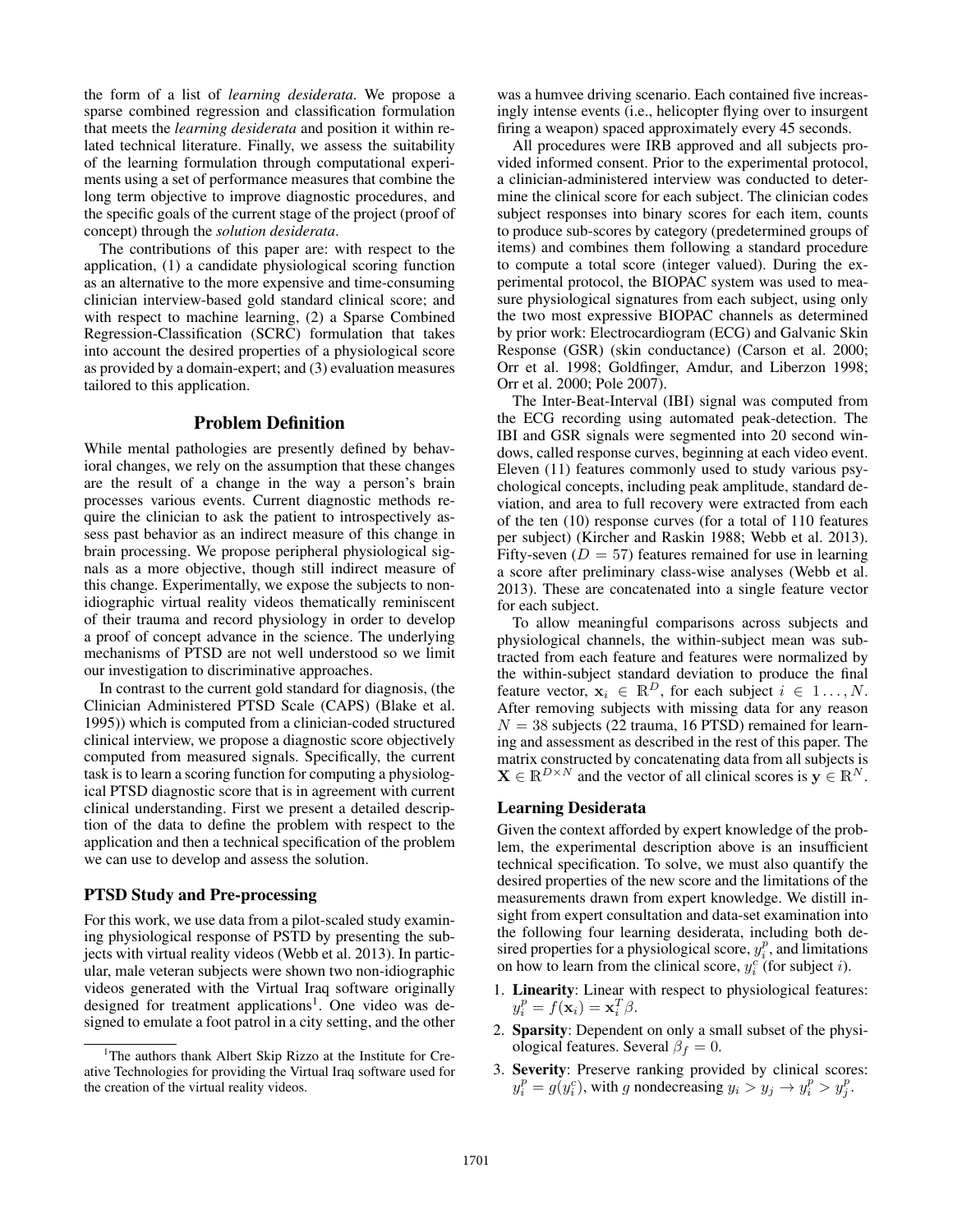the form of a list of *learning desiderata*. We propose a sparse combined regression and classification formulation that meets the *learning desiderata* and position it within related technical literature. Finally, we assess the suitability of the learning formulation through computational experiments using a set of performance measures that combine the long term objective to improve diagnostic procedures, and the specific goals of the current stage of the project (proof of concept) through the *solution desiderata*.

The contributions of this paper are: with respect to the application, (1) a candidate physiological scoring function as an alternative to the more expensive and time-consuming clinician interview-based gold standard clinical score; and with respect to machine learning, (2) a Sparse Combined Regression-Classification (SCRC) formulation that takes into account the desired properties of a physiological score as provided by a domain-expert; and (3) evaluation measures tailored to this application.

## Problem Definition

While mental pathologies are presently defined by behavioral changes, we rely on the assumption that these changes are the result of a change in the way a person's brain processes various events. Current diagnostic methods require the clinician to ask the patient to introspectively assess past behavior as an indirect measure of this change in brain processing. We propose peripheral physiological signals as a more objective, though still indirect measure of this change. Experimentally, we expose the subjects to non-idiographic virtual reality videos thematically reminiscent of their trauma and record physiology in order to develop a proof of concept advance in the science. The underlying mechanisms of PTSD are not well understood so we limit our investigation to discriminative approaches.

In contrast to the current gold standard for diagnosis, (the Clinician Administered PTSD Scale (CAPS) (Blake et al. 1995)) which is computed from a clinician-coded structured clinical interview, we propose a diagnostic score objectively computed from measured signals. Specifically, the current task is to learn a scoring function for computing a physiological PTSD diagnostic score that is in agreement with current clinical understanding. First we present a detailed description of the data to define the problem with respect to the application and then a technical specification of the problem we can use to develop and assess the solution.

### PTSD Study and Pre-processing

For this work, we use data from a pilot-scaled study examining physiological response of PSTD by presenting the subjects with virtual reality videos (Webb et al. 2013). In particular, male veteran subjects were shown two non-idiographic videos generated with the Virtual Iraq software originally designed for treatment applications[1]. One video was designed to emulate a foot patrol in a city setting, and the other was a humvee driving scenario. Each contained five increasingly intense events (i.e., helicopter flying over to insurgent firing a weapon) spaced approximately every 45 seconds.

[1]The authors thank Albert Skip Rizzo at the Institute for Creative Technologies for providing the Virtual Iraq software used for the creation of the virtual reality videos.

All procedures were IRB approved and all subjects provided informed consent. Prior to the experimental protocol, a clinician-administered interview was conducted to determine the clinical score for each subject. The clinician codes subject responses into binary scores for each item, counts to produce sub-scores by category (predetermined groups of items) and combines them following a standard procedure to compute a total score (integer valued). During the experimental protocol, the BIOPAC system was used to measure physiological signatures from each subject, using only the two most expressive BIOPAC channels as determined by prior work: Electrocardiogram (ECG) and Galvanic Skin Response (GSR) (skin conductance) (Carson et al. 2000; Orr et al. 1998; Goldfinger, Amdur, and Liberzon 1998; Orr et al. 2000; Pole 2007).

The Inter-Beat-Interval (IBI) signal was computed from the ECG recording using automated peak-detection. The IBI and GSR signals were segmented into 20 second windows, called response curves, beginning at each video event. Eleven (11) features commonly used to study various psychological concepts, including peak amplitude, standard deviation, and area to full recovery were extracted from each of the ten (10) response curves (for a total of 110 features per subject) (Kircher and Raskin 1988; Webb et al. 2013). Fifty-seven ($D = 57$) features remained for use in learning a score after preliminary class-wise analyses (Webb et al. 2013). These are concatenated into a single feature vector for each subject.

To allow meaningful comparisons across subjects and physiological channels, the within-subject mean was subtracted from each feature and features were normalized by the within-subject standard deviation to produce the final feature vector, $\mathbf{x}_i \in \mathbb{R}^D$, for each subject $i \in 1\ldots, N$. After removing subjects with missing data for any reason $N = 38$ subjects (22 trauma, 16 PTSD) remained for learning and assessment as described in the rest of this paper. The matrix constructed by concatenating data from all subjects is $\mathbf{X} \in \mathbb{R}^{D\times N}$ and the vector of all clinical scores is $\mathbf{y} \in \mathbb{R}^N$.

### Learning Desiderata

Given the context afforded by expert knowledge of the problem, the experimental description above is an insufficient technical specification. To solve, we must also quantify the desired properties of the new score and the limitations of the measurements drawn from expert knowledge. We distill insight from expert consultation and data-set examination into the following four learning desiderata, including both desired properties for a physiological score, $y_i^p$, and limitations on how to learn from the clinical score, $y_i^c$ (for subject $i$).

1. **Linearity**: Linear with respect to physiological features: $y_i^p = f(\mathbf{x}_i) = \mathbf{x}_i^T\beta$.
2. **Sparsity**: Dependent on only a small subset of the physiological features. Several $\beta_f = 0$.
3. **Severity**: Preserve ranking provided by clinical scores: $y_i^p = g(y_i^c)$, with $g$ nondecreasing $y_i > y_j \rightarrow y_i^p > y_j^p$.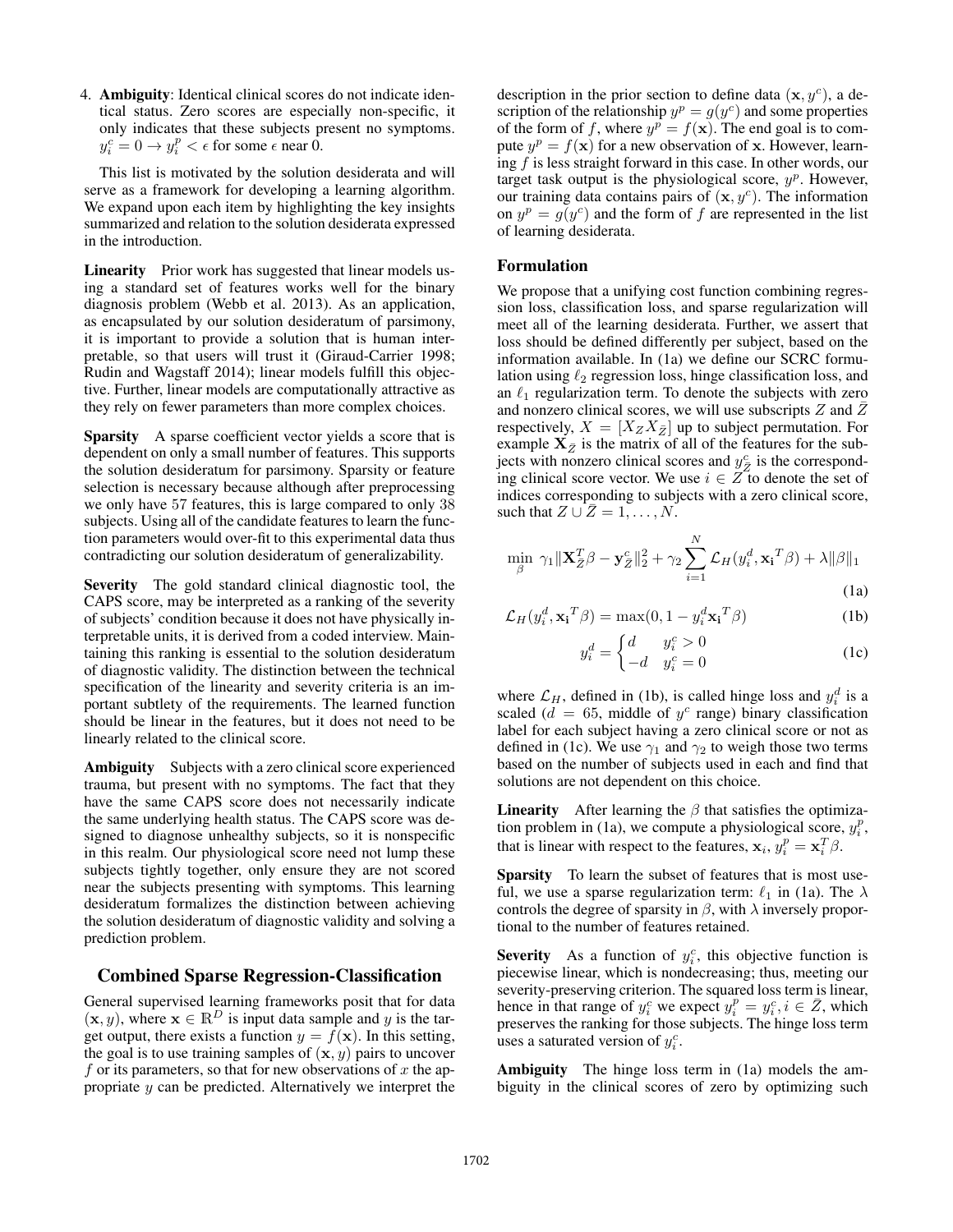4. **Ambiguity**: Identical clinical scores do not indicate identical status. Zero scores are especially non-specific, it only indicates that these subjects present no symptoms. $y_i^c = 0 \rightarrow y_i^p < \epsilon$ for some $\epsilon$ near 0.

This list is motivated by the solution desiderata and will serve as a framework for developing a learning algorithm. We expand upon each item by highlighting the key insights summarized and relation to the solution desiderata expressed in the introduction.

**Linearity** Prior work has suggested that linear models using a standard set of features works well for the binary diagnosis problem (Webb et al. 2013). As an application, as encapsulated by our solution desideratum of parsimony, it is important to provide a solution that is human interpretable, so that users will trust it (Giraud-Carrier 1998; Rudin and Wagstaff 2014); linear models fulfill this objective. Further, linear models are computationally attractive as they rely on fewer parameters than more complex choices.

**Sparsity** A sparse coefficient vector yields a score that is dependent on only a small number of features. This supports the solution desideratum for parsimony. Sparsity or feature selection is necessary because although after preprocessing we only have 57 features, this is large compared to only 38 subjects. Using all of the candidate features to learn the function parameters would over-fit to this experimental data thus contradicting our solution desideratum of generalizability.

**Severity** The gold standard clinical diagnostic tool, the CAPS score, may be interpreted as a ranking of the severity of subjects' condition because it does not have physically interpretable units, it is derived from a coded interview. Maintaining this ranking is essential to the solution desideratum of diagnostic validity. The distinction between the technical specification of the linearity and severity criteria is an important subtlety of the requirements. The learned function should be linear in the features, but it does not need to be linearly related to the clinical score.

**Ambiguity** Subjects with a zero clinical score experienced trauma, but present with no symptoms. The fact that they have the same CAPS score does not necessarily indicate the same underlying health status. The CAPS score was designed to diagnose unhealthy subjects, so it is nonspecific in this realm. Our physiological score need not lump these subjects tightly together, only ensure they are not scored near the subjects presenting with symptoms. This learning desideratum formalizes the distinction between achieving the solution desideratum of diagnostic validity and solving a prediction problem.

## Combined Sparse Regression-Classification

General supervised learning frameworks posit that for data $(\mathbf{x}, y)$, where $\mathbf{x} \in \mathbb{R}^D$ is input data sample and $y$ is the target output, there exists a function $y = f(\mathbf{x})$. In this setting, the goal is to use training samples of $(\mathbf{x}, y)$ pairs to uncover $f$ or its parameters, so that for new observations of $x$ the appropriate $y$ can be predicted. Alternatively we interpret the description in the prior section to define data $(\mathbf{x}, y^c)$, a description of the relationship $y^p = g(y^c)$ and some properties of the form of $f$, where $y^p = f(\mathbf{x})$. The end goal is to compute $y^p = f(\mathbf{x})$ for a new observation of $\mathbf{x}$. However, learning $f$ is less straight forward in this case. In other words, our target task output is the physiological score, $y^p$. However, our training data contains pairs of $(\mathbf{x}, y^c)$. The information on $y^p = g(y^c)$ and the form of $f$ are represented in the list of learning desiderata.

### Formulation

We propose that a unifying cost function combining regression loss, classification loss, and sparse regularization will meet all of the learning desiderata. Further, we assert that loss should be defined differently per subject, based on the information available. In (1a) we define our SCRC formulation using $\ell_2$ regression loss, hinge classification loss, and an $\ell_1$ regularization term. To denote the subjects with zero and nonzero clinical scores, we will use subscripts $Z$ and $\bar{Z}$ respectively, $X = [X_Z X_{\bar{Z}}]$ up to subject permutation. For example $\mathbf{X}_{\bar{Z}}$ is the matrix of all of the features for the subjects with nonzero clinical scores and $y^c_{\bar{Z}}$ is the corresponding clinical score vector. We use $i \in Z$ to denote the set of indices corresponding to subjects with a zero clinical score, such that $Z \cup \bar{Z} = 1, \ldots, N$.

$$\min_{\beta} \ \gamma_1 \|\mathbf{X}_{\bar{Z}}^T \beta - \mathbf{y}^c_{\bar{Z}}\|_2^2 + \gamma_2 \sum_{i=1}^{N} \mathcal{L}_H(y_i^d, \mathbf{x_i}^T \beta) + \lambda \|\beta\|_1 \tag{1a}$$

$$\mathcal{L}_H(y_i^d, \mathbf{x_i}^T \beta) = \max(0, 1 - y_i^d \mathbf{x_i}^T \beta) \tag{1b}$$

$$y_i^d = \begin{cases} d & y_i^c > 0 \\ -d & y_i^c = 0 \end{cases} \tag{1c}$$

where $\mathcal{L}_H$, defined in (1b), is called hinge loss and $y_i^d$ is a scaled ($d = 65$, middle of $y^c$ range) binary classification label for each subject having a zero clinical score or not as defined in (1c). We use $\gamma_1$ and $\gamma_2$ to weigh those two terms based on the number of subjects used in each and find that solutions are not dependent on this choice.

**Linearity** After learning the $\beta$ that satisfies the optimization problem in (1a), we compute a physiological score, $y_i^p$, that is linear with respect to the features, $\mathbf{x}_i$, $y_i^p = \mathbf{x}_i^T \beta$.

**Sparsity** To learn the subset of features that is most useful, we use a sparse regularization term: $\ell_1$ in (1a). The $\lambda$ controls the degree of sparsity in $\beta$, with $\lambda$ inversely proportional to the number of features retained.

**Severity** As a function of $y_i^c$, this objective function is piecewise linear, which is nondecreasing; thus, meeting our severity-preserving criterion. The squared loss term is linear, hence in that range of $y_i^c$ we expect $y_i^p = y_i^c, i \in \bar{Z}$, which preserves the ranking for those subjects. The hinge loss term uses a saturated version of $y_i^c$.

**Ambiguity** The hinge loss term in (1a) models the ambiguity in the clinical scores of zero by optimizing such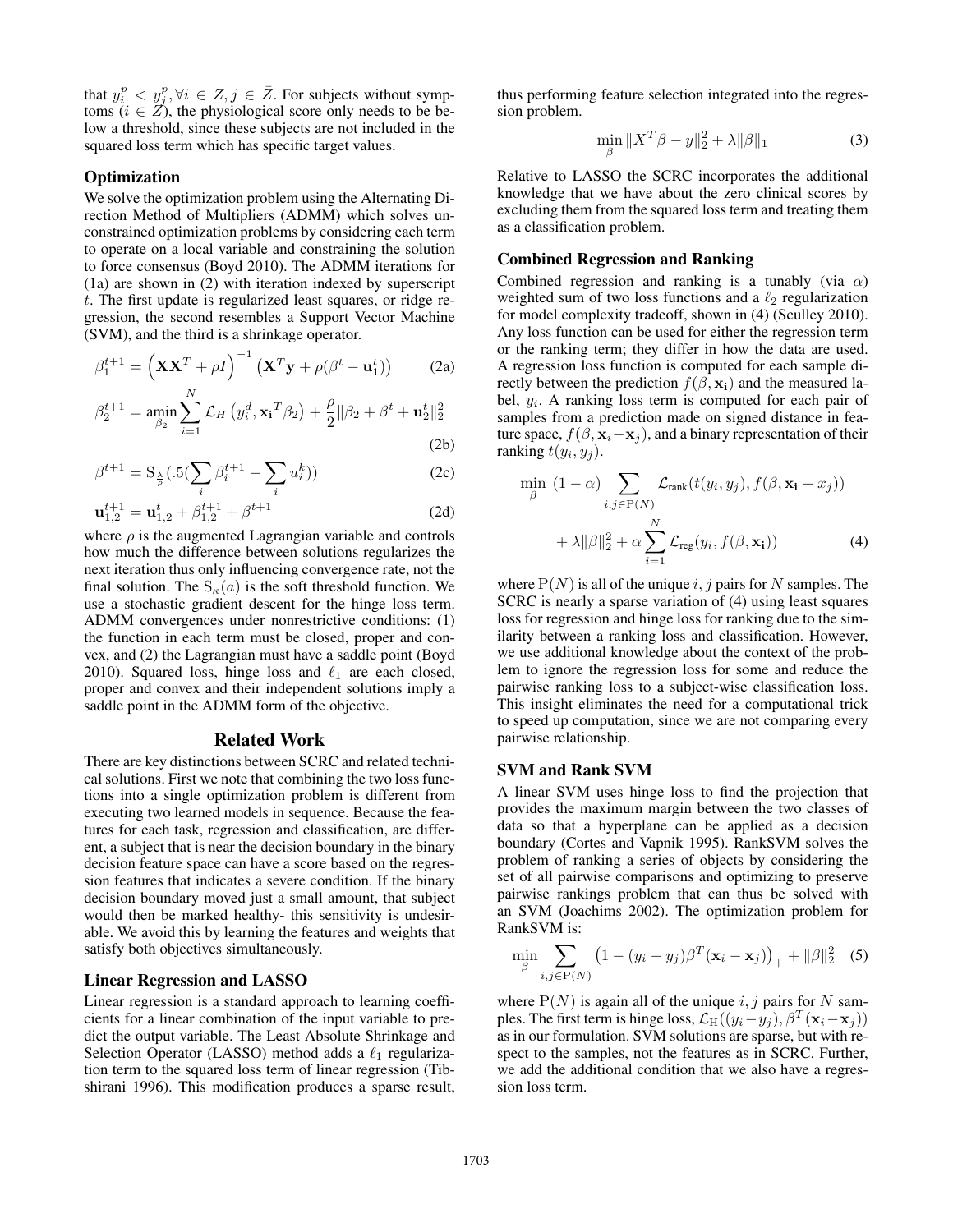that $y_i^p < y_j^p, \forall i \in Z, j \in \bar{Z}$. For subjects without symptoms ($i \in Z$), the physiological score only needs to be below a threshold, since these subjects are not included in the squared loss term which has specific target values.

### Optimization

We solve the optimization problem using the Alternating Direction Method of Multipliers (ADMM) which solves unconstrained optimization problems by considering each term to operate on a local variable and constraining the solution to force consensus (Boyd 2010). The ADMM iterations for (1a) are shown in (2) with iteration indexed by superscript $t$. The first update is regularized least squares, or ridge regression, the second resembles a Support Vector Machine (SVM), and the third is a shrinkage operator.

$$\beta_1^{t+1} = \left(\mathbf{X}\mathbf{X}^T + \rho I\right)^{-1} \left(\mathbf{X}^T \mathbf{y} + \rho(\beta^t - \mathbf{u}_1^t)\right) \tag{2a}$$

$$\beta_2^{t+1} = \underset{\beta_2}{\operatorname{amin}} \sum_{i=1}^{N} \mathcal{L}_H\left(y_i^d, {\mathbf{x}_\mathbf{i}}^T \beta_2\right) + \frac{\rho}{2}\|\beta_2 + \beta^t + \mathbf{u}_2^t\|_2^2 \tag{2b}$$

$$\beta^{t+1} = \mathrm{S}_{\frac{\lambda}{\rho}}(.5(\sum_i \beta_i^{t+1} - \sum_i u_i^k)) \tag{2c}$$

$$\mathbf{u}_{1,2}^{t+1} = \mathbf{u}_{1,2}^t + \beta_{1,2}^{t+1} + \beta^{t+1} \tag{2d}$$

where $\rho$ is the augmented Lagrangian variable and controls how much the difference between solutions regularizes the next iteration thus only influencing convergence rate, not the final solution. The $\mathrm{S}_\kappa(a)$ is the soft threshold function. We use a stochastic gradient descent for the hinge loss term. ADMM convergences under nonrestrictive conditions: (1) the function in each term must be closed, proper and convex, and (2) the Lagrangian must have a saddle point (Boyd 2010). Squared loss, hinge loss and $\ell_1$ are each closed, proper and convex and their independent solutions imply a saddle point in the ADMM form of the objective.

## Related Work

There are key distinctions between SCRC and related technical solutions. First we note that combining the two loss functions into a single optimization problem is different from executing two learned models in sequence. Because the features for each task, regression and classification, are different, a subject that is near the decision boundary in the binary decision feature space can have a score based on the regression features that indicates a severe condition. If the binary decision boundary moved just a small amount, that subject would then be marked healthy- this sensitivity is undesirable. We avoid this by learning the features and weights that satisfy both objectives simultaneously.

### Linear Regression and LASSO

Linear regression is a standard approach to learning coefficients for a linear combination of the input variable to predict the output variable. The Least Absolute Shrinkage and Selection Operator (LASSO) method adds a $\ell_1$ regularization term to the squared loss term of linear regression (Tibshirani 1996). This modification produces a sparse result, thus performing feature selection integrated into the regression problem.

$$\min_{\beta} \|X^T\beta - y\|_2^2 + \lambda\|\beta\|_1 \tag{3}$$

Relative to LASSO the SCRC incorporates the additional knowledge that we have about the zero clinical scores by excluding them from the squared loss term and treating them as a classification problem.

### Combined Regression and Ranking

Combined regression and ranking is a tunably (via $\alpha$) weighted sum of two loss functions and a $\ell_2$ regularization for model complexity tradeoff, shown in (4) (Sculley 2010). Any loss function can be used for either the regression term or the ranking term; they differ in how the data are used. A regression loss function is computed for each sample directly between the prediction $f(\beta, \mathbf{x_i})$ and the measured label, $y_i$. A ranking loss term is computed for each pair of samples from a prediction made on signed distance in feature space, $f(\beta, \mathbf{x}_i - \mathbf{x}_j)$, and a binary representation of their ranking $t(y_i, y_j)$.

$$\begin{aligned}\min_{\beta}\ (1-\alpha) \sum_{i,j \in \mathrm{P}(N)} \mathcal{L}_{\text{rank}}(t(y_i, y_j), f(\beta, \mathbf{x_i} - x_j)) \\ + \lambda\|\beta\|_2^2 + \alpha \sum_{i=1}^{N} \mathcal{L}_{\text{reg}}(y_i, f(\beta, \mathbf{x_i}))\end{aligned} \tag{4}$$

where $\mathrm{P}(N)$ is all of the unique $i, j$ pairs for $N$ samples. The SCRC is nearly a sparse variation of (4) using least squares loss for regression and hinge loss for ranking due to the similarity between a ranking loss and classification. However, we use additional knowledge about the context of the problem to ignore the regression loss for some and reduce the pairwise ranking loss to a subject-wise classification loss. This insight eliminates the need for a computational trick to speed up computation, since we are not comparing every pairwise relationship.

### SVM and Rank SVM

A linear SVM uses hinge loss to find the projection that provides the maximum margin between the two classes of data so that a hyperplane can be applied as a decision boundary (Cortes and Vapnik 1995). RankSVM solves the problem of ranking a series of objects by considering the set of all pairwise comparisons and optimizing to preserve pairwise rankings problem that can thus be solved with an SVM (Joachims 2002). The optimization problem for RankSVM is:

$$\min_{\beta} \sum_{i,j \in \mathrm{P}(N)} \left(1 - (y_i - y_j)\beta^T(\mathbf{x}_i - \mathbf{x}_j)\right)_+ + \|\beta\|_2^2 \tag{5}$$

where $\mathrm{P}(N)$ is again all of the unique $i, j$ pairs for $N$ samples. The first term is hinge loss, $\mathcal{L}_{\mathrm{H}}((y_i - y_j), \beta^T(\mathbf{x}_i - \mathbf{x}_j))$ as in our formulation. SVM solutions are sparse, but with respect to the samples, not the features as in SCRC. Further, we add the additional condition that we also have a regression loss term.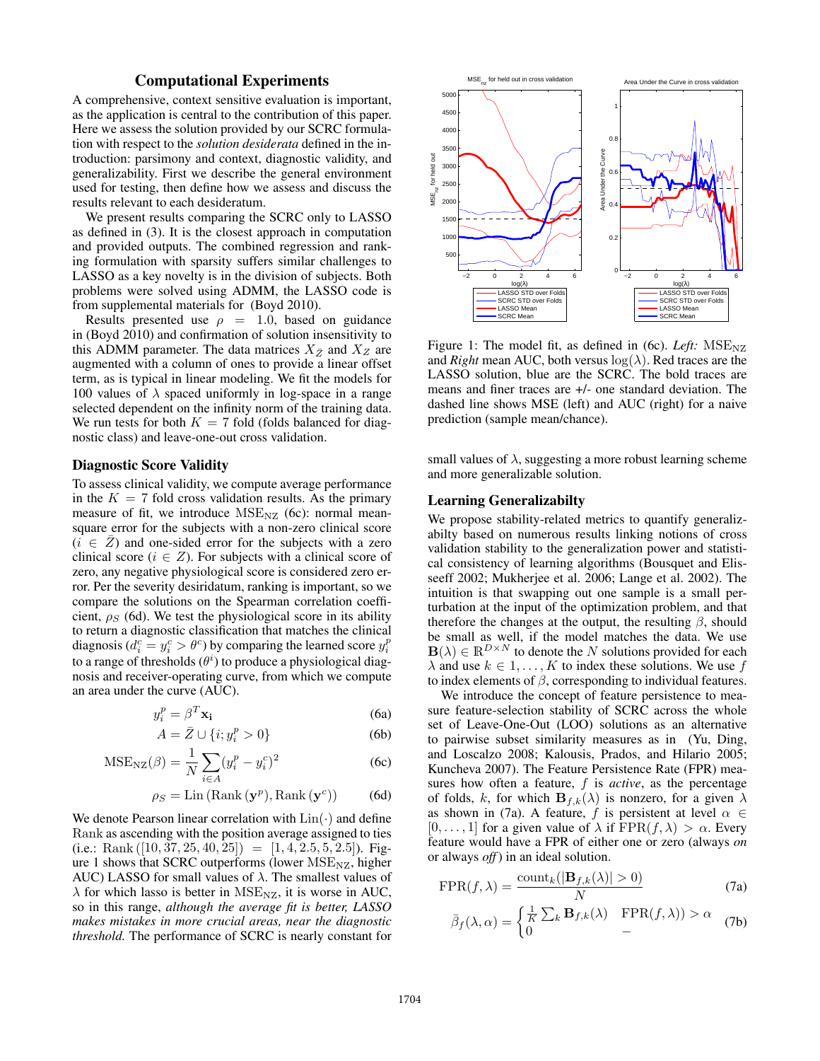## Computational Experiments

A comprehensive, context sensitive evaluation is important, as the application is central to the contribution of this paper. Here we assess the solution provided by our SCRC formulation with respect to the *solution desiderata* defined in the introduction: parsimony and context, diagnostic validity, and generalizability. First we describe the general environment used for testing, then define how we assess and discuss the results relevant to each desideratum.

We present results comparing the SCRC only to LASSO as defined in (3). It is the closest approach in computation and provided outputs. The combined regression and ranking formulation with sparsity suffers similar challenges to LASSO as a key novelty is in the division of subjects. Both problems were solved using ADMM, the LASSO code is from supplemental materials for (Boyd 2010).

Results presented use $\rho = 1.0$, based on guidance in (Boyd 2010) and confirmation of solution insensitivity to this ADMM parameter. The data matrices $X_{\bar{Z}}$ and $X_Z$ are augmented with a column of ones to provide a linear offset term, as is typical in linear modeling. We fit the models for 100 values of $\lambda$ spaced uniformly in log-space in a range selected dependent on the infinity norm of the training data. We run tests for both $K = 7$ fold (folds balanced for diagnostic class) and leave-one-out cross validation.

### Diagnostic Score Validity

To assess clinical validity, we compute average performance in the $K = 7$ fold cross validation results. As the primary measure of fit, we introduce $\mathrm{MSE}_{\mathrm{NZ}}$ (6c): normal mean-square error for the subjects with a non-zero clinical score ($i \in \bar{Z}$) and one-sided error for the subjects with a zero clinical score ($i \in Z$). For subjects with a clinical score of zero, any negative physiological score is considered zero error. Per the severity desiridatum, ranking is important, so we compare the solutions on the Spearman correlation coefficient, $\rho_S$ (6d). We test the physiological score in its ability to return a diagnostic classification that matches the clinical diagnosis ($d_i^c = y_i^c > \theta^c$) by comparing the learned score $y_i^p$ to a range of thresholds ($\theta^i$) to produce a physiological diagnosis and receiver-operating curve, from which we compute an area under the curve (AUC).

$$y_i^p = \beta^T \mathbf{x_i} \tag{6a}$$

$$A = \bar{Z} \cup \{i; y_i^p > 0\} \tag{6b}$$

$$\mathrm{MSE}_{\mathrm{NZ}}(\beta) = \frac{1}{N} \sum_{i \in A} (y_i^p - y_i^c)^2 \tag{6c}$$

$$\rho_S = \mathrm{Lin}\left(\mathrm{Rank}\left(\mathbf{y}^p\right), \mathrm{Rank}\left(\mathbf{y}^c\right)\right) \tag{6d}$$

We denote Pearson linear correlation with $\mathrm{Lin}(\cdot)$ and define Rank as ascending with the position average assigned to ties (i.e.: $\mathrm{Rank}\left([10, 37, 25, 40, 25]\right) = [1, 4, 2.5, 5, 2.5]$). Figure 1 shows that SCRC outperforms (lower $\mathrm{MSE}_{\mathrm{NZ}}$, higher AUC) LASSO for small values of $\lambda$. The smallest values of $\lambda$ for which lasso is better in $\mathrm{MSE}_{\mathrm{NZ}}$, it is worse in AUC, so in this range, *although the average fit is better, LASSO makes mistakes in more crucial areas, near the diagnostic threshold.* The performance of SCRC is nearly constant for small values of $\lambda$, suggesting a more robust learning scheme and more generalizable solution.

Figure 1: The model fit, as defined in (6c). *Left:* $\mathrm{MSE}_{\mathrm{NZ}}$ and *Right* mean AUC, both versus $\log(\lambda)$. Red traces are the LASSO solution, blue are the SCRC. The bold traces are means and finer traces are +/- one standard deviation. The dashed line shows MSE (left) and AUC (right) for a naive prediction (sample mean/chance).

### Learning Generalizabilty

We propose stability-related metrics to quantify generalizabilty based on numerous results linking notions of cross validation stability to the generalization power and statistical consistency of learning algorithms (Bousquet and Elisseeff 2002; Mukherjee et al. 2006; Lange et al. 2002). The intuition is that swapping out one sample is a small perturbation at the input of the optimization problem, and that therefore the changes at the output, the resulting $\beta$, should be small as well, if the model matches the data. We use $\mathbf{B}(\lambda) \in \mathbb{R}^{D \times N}$ to denote the $N$ solutions provided for each $\lambda$ and use $k \in 1, \ldots, K$ to index these solutions. We use $f$ to index elements of $\beta$, corresponding to individual features.

We introduce the concept of feature persistence to measure feature-selection stability of SCRC across the whole set of Leave-One-Out (LOO) solutions as an alternative to pairwise subset similarity measures as in (Yu, Ding, and Loscalzo 2008; Kalousis, Prados, and Hilario 2005; Kuncheva 2007). The Feature Persistence Rate (FPR) measures how often a feature, $f$ is *active*, as the percentage of folds, $k$, for which $\mathbf{B}_{f,k}(\lambda)$ is nonzero, for a given $\lambda$ as shown in (7a). A feature, $f$ is persistent at level $\alpha \in [0, \ldots, 1]$ for a given value of $\lambda$ if $\mathrm{FPR}(f, \lambda) > \alpha$. Every feature would have a FPR of either one or zero (always *on* or always *off*) in an ideal solution.

$$\mathrm{FPR}(f, \lambda) = \frac{\mathrm{count}_k(|\mathbf{B}_{f,k}(\lambda)| > 0)}{N} \tag{7a}$$

$$\bar{\beta}_f(\lambda, \alpha) = \begin{cases} \frac{1}{K} \sum_k \mathbf{B}_{f,k}(\lambda) & \mathrm{FPR}(f, \lambda)) > \alpha \\ 0 & - \end{cases} \tag{7b}$$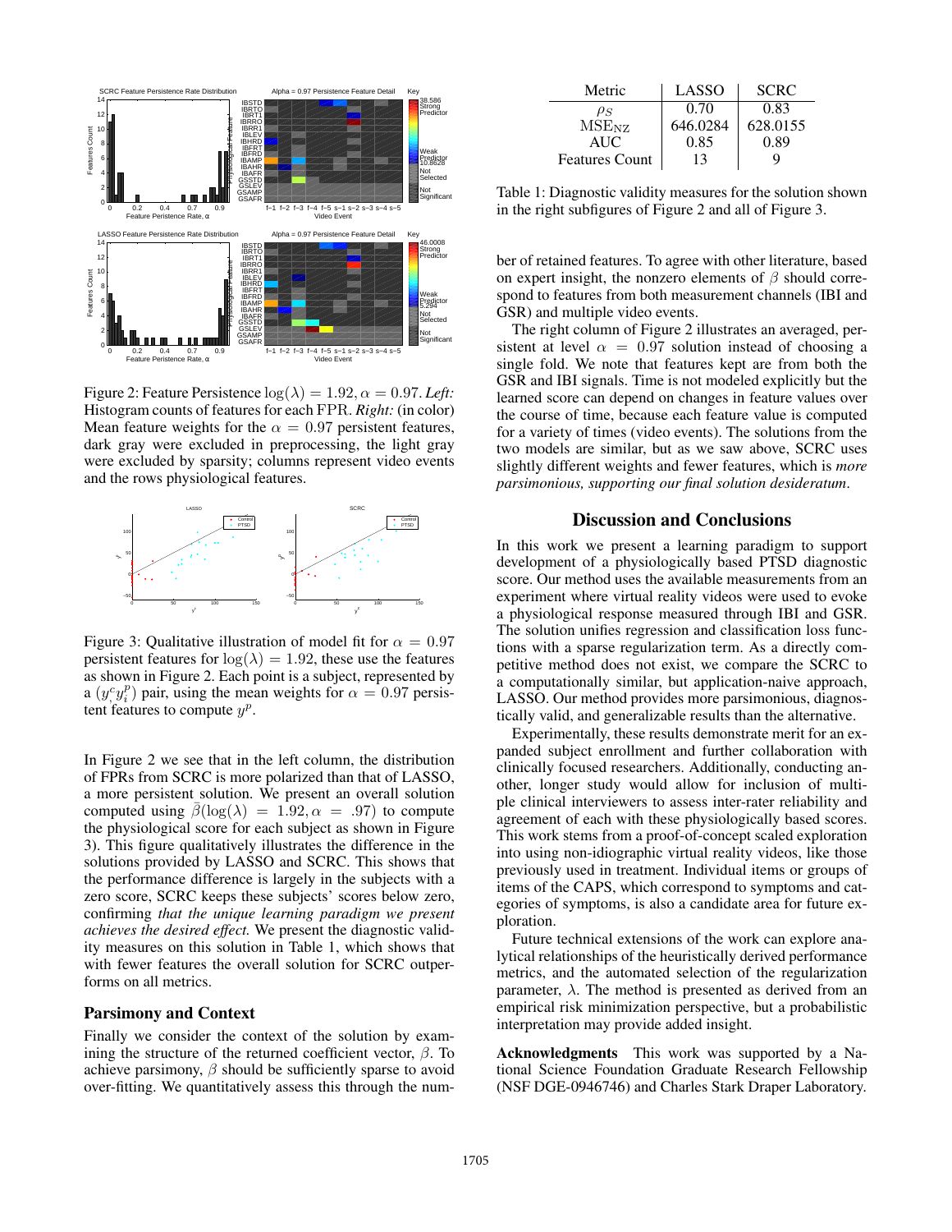Figure 2: Feature Persistence $\log(\lambda) = 1.92, \alpha = 0.97$. *Left:* Histogram counts of features for each FPR. *Right:* (in color) Mean feature weights for the $\alpha = 0.97$ persistent features, dark gray were excluded in preprocessing, the light gray were excluded by sparsity; columns represent video events and the rows physiological features.

Figure 3: Qualitative illustration of model fit for $\alpha = 0.97$ persistent features for $\log(\lambda) = 1.92$, these use the features as shown in Figure 2. Each point is a subject, represented by a $(y_i^c y_i^p)$ pair, using the mean weights for $\alpha = 0.97$ persistent features to compute $y^p$.

In Figure 2 we see that in the left column, the distribution of FPRs from SCRC is more polarized than that of LASSO, a more persistent solution. We present an overall solution computed using $\bar{\beta}(\log(\lambda) = 1.92, \alpha = .97)$ to compute the physiological score for each subject as shown in Figure 3). This figure qualitatively illustrates the difference in the solutions provided by LASSO and SCRC. This shows that the performance difference is largely in the subjects with a zero score, SCRC keeps these subjects' scores below zero, confirming *that the unique learning paradigm we present achieves the desired effect.* We present the diagnostic validity measures on this solution in Table 1, which shows that with fewer features the overall solution for SCRC outperforms on all metrics.

## Parsimony and Context

Finally we consider the context of the solution by examining the structure of the returned coefficient vector, $\beta$. To achieve parsimony, $\beta$ should be sufficiently sparse to avoid over-fitting. We quantitatively assess this through the number of retained features. To agree with other literature, based on expert insight, the nonzero elements of $\beta$ should correspond to features from both measurement channels (IBI and GSR) and multiple video events.

| Metric | LASSO | SCRC |
|---|---|---|
| $\rho_S$ | 0.70 | 0.83 |
| $\text{MSE}_{\text{NZ}}$ | 646.0284 | 628.0155 |
| AUC | 0.85 | 0.89 |
| Features Count | 13 | 9 |

Table 1: Diagnostic validity measures for the solution shown in the right subfigures of Figure 2 and all of Figure 3.

The right column of Figure 2 illustrates an averaged, persistent at level $\alpha = 0.97$ solution instead of choosing a single fold. We note that features kept are from both the GSR and IBI signals. Time is not modeled explicitly but the learned score can depend on changes in feature values over the course of time, because each feature value is computed for a variety of times (video events). The solutions from the two models are similar, but as we saw above, SCRC uses slightly different weights and fewer features, which is *more parsimonious, supporting our final solution desideratum*.

## Discussion and Conclusions

In this work we present a learning paradigm to support development of a physiologically based PTSD diagnostic score. Our method uses the available measurements from an experiment where virtual reality videos were used to evoke a physiological response measured through IBI and GSR. The solution unifies regression and classification loss functions with a sparse regularization term. As a directly competitive method does not exist, we compare the SCRC to a computationally similar, but application-naive approach, LASSO. Our method provides more parsimonious, diagnostically valid, and generalizable results than the alternative.

Experimentally, these results demonstrate merit for an expanded subject enrollment and further collaboration with clinically focused researchers. Additionally, conducting another, longer study would allow for inclusion of multiple clinical interviewers to assess inter-rater reliability and agreement of each with these physiologically based scores. This work stems from a proof-of-concept scaled exploration into using non-idiographic virtual reality videos, like those previously used in treatment. Individual items or groups of items of the CAPS, which correspond to symptoms and categories of symptoms, is also a candidate area for future exploration.

Future technical extensions of the work can explore analytical relationships of the heuristically derived performance metrics, and the automated selection of the regularization parameter, $\lambda$. The method is presented as derived from an empirical risk minimization perspective, but a probabilistic interpretation may provide added insight.

**Acknowledgments** This work was supported by a National Science Foundation Graduate Research Fellowship (NSF DGE-0946746) and Charles Stark Draper Laboratory.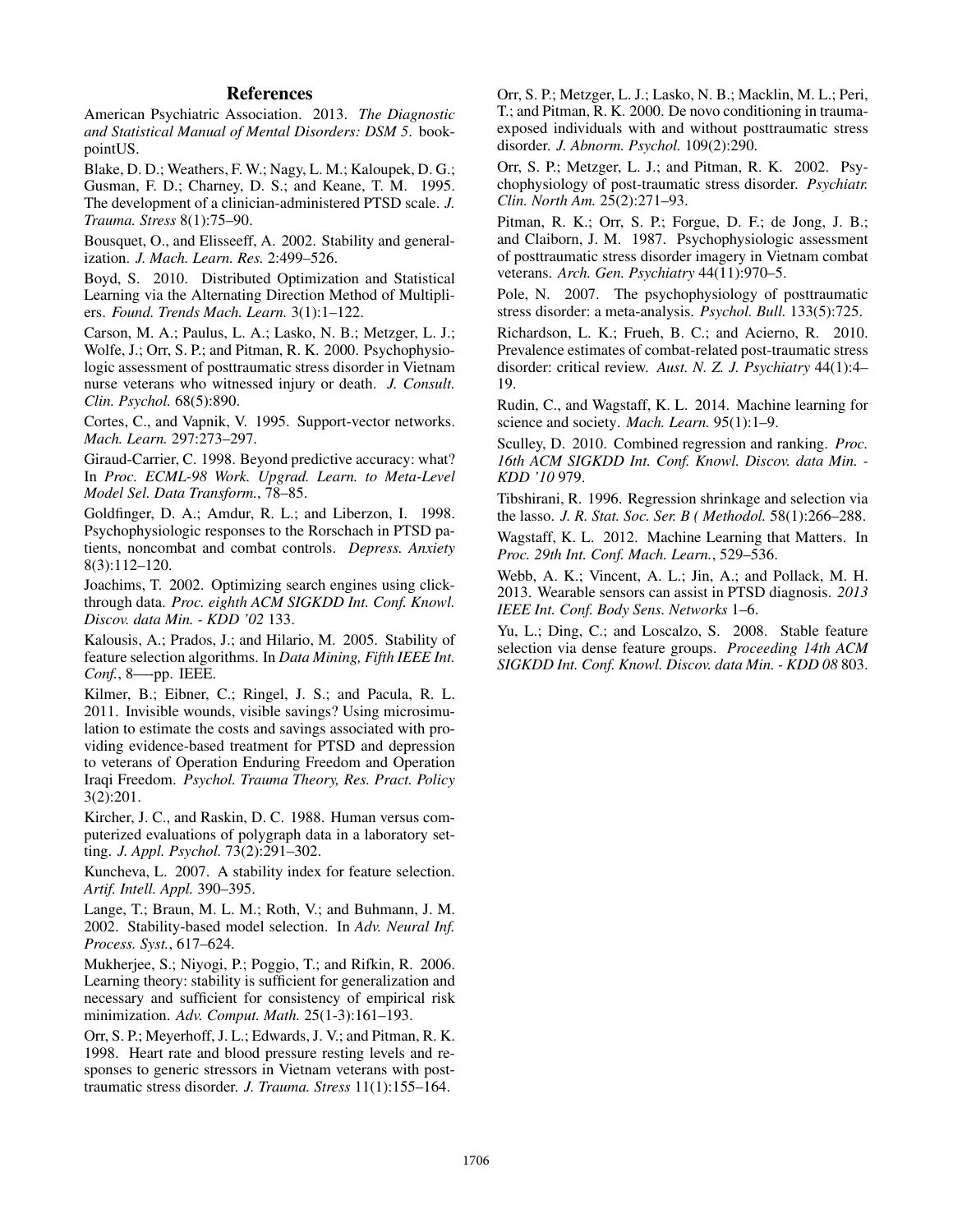## References

American Psychiatric Association. 2013. *The Diagnostic and Statistical Manual of Mental Disorders: DSM 5*. bookpointUS.

Blake, D. D.; Weathers, F. W.; Nagy, L. M.; Kaloupek, D. G.; Gusman, F. D.; Charney, D. S.; and Keane, T. M. 1995. The development of a clinician-administered PTSD scale. *J. Trauma. Stress* 8(1):75–90.

Bousquet, O., and Elisseeff, A. 2002. Stability and generalization. *J. Mach. Learn. Res.* 2:499–526.

Boyd, S. 2010. Distributed Optimization and Statistical Learning via the Alternating Direction Method of Multipliers. *Found. Trends Mach. Learn.* 3(1):1–122.

Carson, M. A.; Paulus, L. A.; Lasko, N. B.; Metzger, L. J.; Wolfe, J.; Orr, S. P.; and Pitman, R. K. 2000. Psychophysiologic assessment of posttraumatic stress disorder in Vietnam nurse veterans who witnessed injury or death. *J. Consult. Clin. Psychol.* 68(5):890.

Cortes, C., and Vapnik, V. 1995. Support-vector networks. *Mach. Learn.* 297:273–297.

Giraud-Carrier, C. 1998. Beyond predictive accuracy: what? In *Proc. ECML-98 Work. Upgrad. Learn. to Meta-Level Model Sel. Data Transform.*, 78–85.

Goldfinger, D. A.; Amdur, R. L.; and Liberzon, I. 1998. Psychophysiologic responses to the Rorschach in PTSD patients, noncombat and combat controls. *Depress. Anxiety* 8(3):112–120.

Joachims, T. 2002. Optimizing search engines using clickthrough data. *Proc. eighth ACM SIGKDD Int. Conf. Knowl. Discov. data Min. - KDD '02* 133.

Kalousis, A.; Prados, J.; and Hilario, M. 2005. Stability of feature selection algorithms. In *Data Mining, Fifth IEEE Int. Conf.*, 8—-pp. IEEE.

Kilmer, B.; Eibner, C.; Ringel, J. S.; and Pacula, R. L. 2011. Invisible wounds, visible savings? Using microsimulation to estimate the costs and savings associated with providing evidence-based treatment for PTSD and depression to veterans of Operation Enduring Freedom and Operation Iraqi Freedom. *Psychol. Trauma Theory, Res. Pract. Policy* 3(2):201.

Kircher, J. C., and Raskin, D. C. 1988. Human versus computerized evaluations of polygraph data in a laboratory setting. *J. Appl. Psychol.* 73(2):291–302.

Kuncheva, L. 2007. A stability index for feature selection. *Artif. Intell. Appl.* 390–395.

Lange, T.; Braun, M. L. M.; Roth, V.; and Buhmann, J. M. 2002. Stability-based model selection. In *Adv. Neural Inf. Process. Syst.*, 617–624.

Mukherjee, S.; Niyogi, P.; Poggio, T.; and Rifkin, R. 2006. Learning theory: stability is sufficient for generalization and necessary and sufficient for consistency of empirical risk minimization. *Adv. Comput. Math.* 25(1-3):161–193.

Orr, S. P.; Meyerhoff, J. L.; Edwards, J. V.; and Pitman, R. K. 1998. Heart rate and blood pressure resting levels and responses to generic stressors in Vietnam veterans with posttraumatic stress disorder. *J. Trauma. Stress* 11(1):155–164.

Orr, S. P.; Metzger, L. J.; Lasko, N. B.; Macklin, M. L.; Peri, T.; and Pitman, R. K. 2000. De novo conditioning in trauma-exposed individuals with and without posttraumatic stress disorder. *J. Abnorm. Psychol.* 109(2):290.

Orr, S. P.; Metzger, L. J.; and Pitman, R. K. 2002. Psychophysiology of post-traumatic stress disorder. *Psychiatr. Clin. North Am.* 25(2):271–93.

Pitman, R. K.; Orr, S. P.; Forgue, D. F.; de Jong, J. B.; and Claiborn, J. M. 1987. Psychophysiologic assessment of posttraumatic stress disorder imagery in Vietnam combat veterans. *Arch. Gen. Psychiatry* 44(11):970–5.

Pole, N. 2007. The psychophysiology of posttraumatic stress disorder: a meta-analysis. *Psychol. Bull.* 133(5):725.

Richardson, L. K.; Frueh, B. C.; and Acierno, R. 2010. Prevalence estimates of combat-related post-traumatic stress disorder: critical review. *Aust. N. Z. J. Psychiatry* 44(1):4–19.

Rudin, C., and Wagstaff, K. L. 2014. Machine learning for science and society. *Mach. Learn.* 95(1):1–9.

Sculley, D. 2010. Combined regression and ranking. *Proc. 16th ACM SIGKDD Int. Conf. Knowl. Discov. data Min. - KDD '10* 979.

Tibshirani, R. 1996. Regression shrinkage and selection via the lasso. *J. R. Stat. Soc. Ser. B ( Methodol.* 58(1):266–288.

Wagstaff, K. L. 2012. Machine Learning that Matters. In *Proc. 29th Int. Conf. Mach. Learn.*, 529–536.

Webb, A. K.; Vincent, A. L.; Jin, A.; and Pollack, M. H. 2013. Wearable sensors can assist in PTSD diagnosis. *2013 IEEE Int. Conf. Body Sens. Networks* 1–6.

Yu, L.; Ding, C.; and Loscalzo, S. 2008. Stable feature selection via dense feature groups. *Proceeding 14th ACM SIGKDD Int. Conf. Knowl. Discov. data Min. - KDD 08* 803.